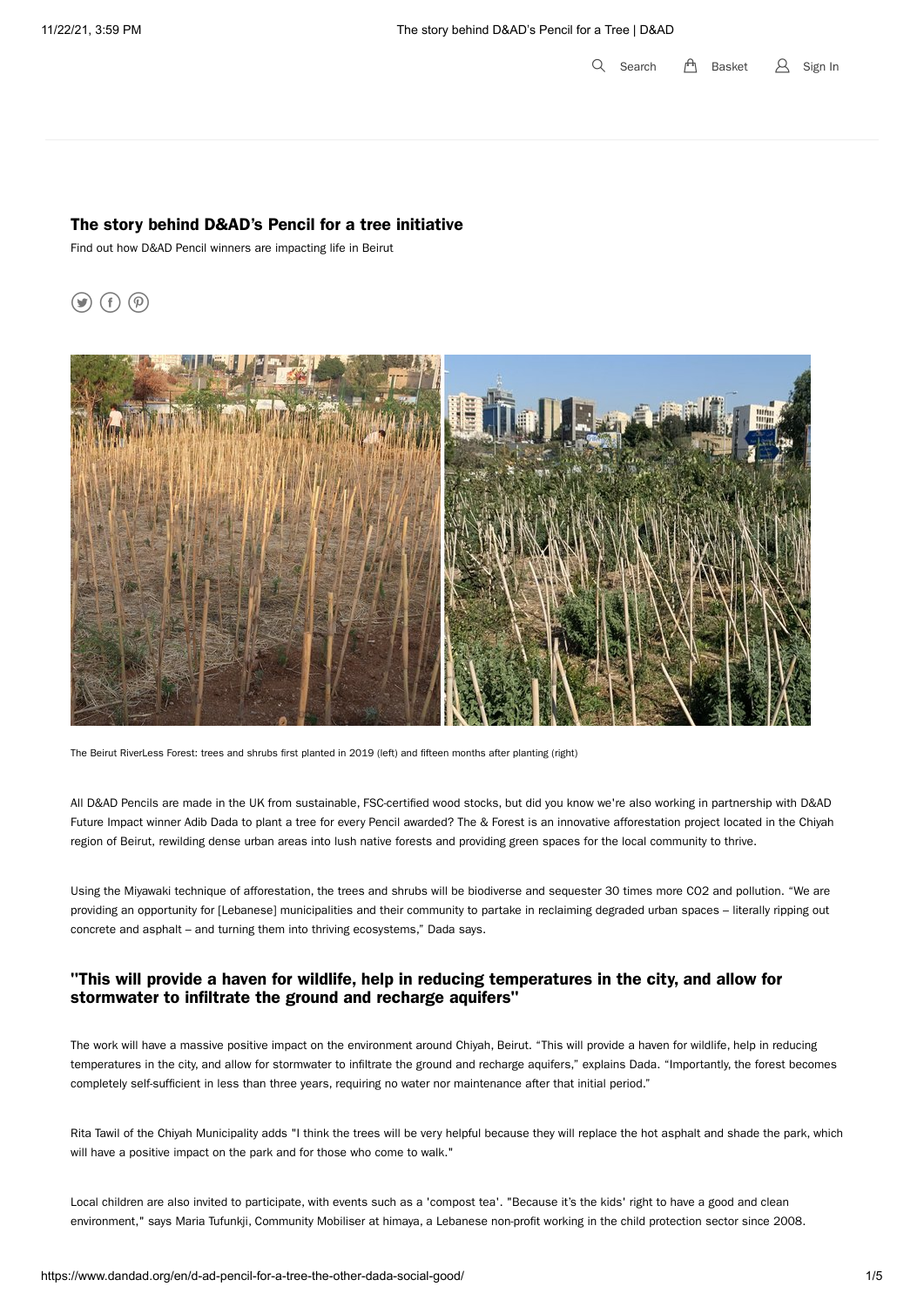# The story behind D&AD's Pencil for a tree initiative

Find out how D&AD Pencil winners are impacting life in Beirut

The Beirut RiverLess Forest: trees and shrubs first planted in 2019 (left) and fifteen months after planting (right)

All D&AD Pencils are made in the UK from sustainable, FSC-certified wood stocks, but did you know we're also working in partnership with D&AD Future Impact winner Adib Dada to plant a tree for every Pencil awarded? The & Forest is an innovative afforestation project located in the Chiyah region of Beirut, rewilding dense urban areas into lush native forests and providing green spaces for the local community to thrive.

Using the Miyawaki technique of afforestation, the trees and shrubs will be biodiverse and sequester 30 times more CO2 and pollution. "We are providing an opportunity for [Lebanese] municipalities and their community to partake in reclaiming degraded urban spaces – literally ripping out concrete and asphalt – and turning them into thriving ecosystems," Dada says.

## "This will provide a haven for wildlife, help in reducing temperatures in the city, and allow for stormwater to infiltrate the ground and recharge aquifers"

The work will have a massive positive impact on the environment around Chiyah, Beirut. "This will provide a haven for wildlife, help in reducing temperatures in the city, and allow for stormwater to infiltrate the ground and recharge aquifers," explains Dada. "Importantly, the forest becomes completely self-sufficient in less than three years, requiring no water nor maintenance after that initial period."

Rita Tawil of the Chiyah Municipality adds "I think the trees will be very helpful because they will replace the hot asphalt and shade the park, which will have a positive impact on the park and for those who come to walk."

Local children are also invited to participate, with events such as a 'compost tea'. "Because it's the kids' right to have a good and clean environment," says Maria Tufunkji, Community Mobiliser at himaya, a Lebanese non-profit working in the child protection sector since 2008.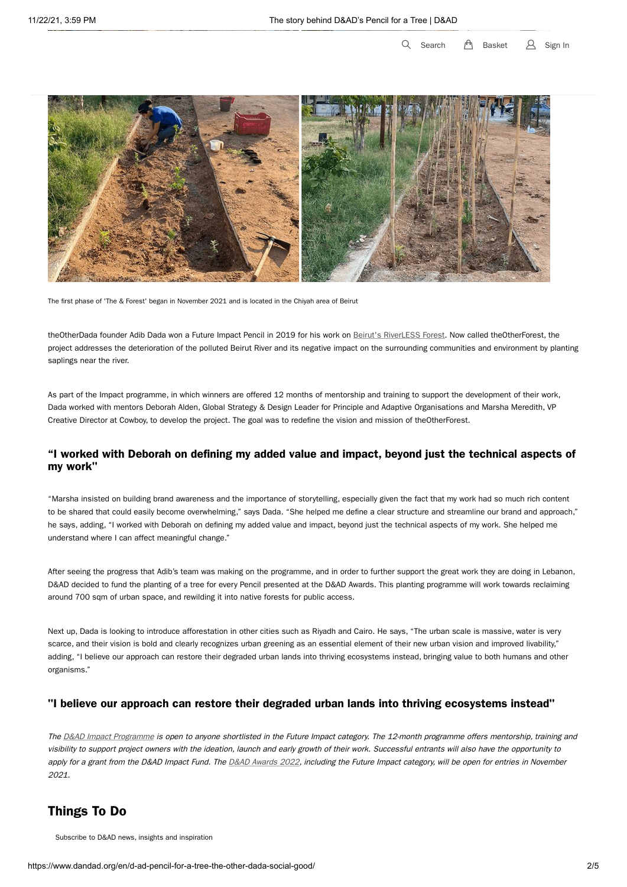The first phase of 'The & Forest' began in November 2021 and is located in the Chiyah area of Beirut

theOtherDada founder Adib Dada won a Future Impact Pencil in 2019 for his work on [Beirut's RiverLESS Forest](). Now called theOtherForest, the project addresses the deterioration of the polluted Beirut River and its negative impact on the surrounding communities and environment by planting saplings near the river.

As part of the Impact programme, in which winners are offered 12 months of mentorship and training to support the development of their work, Dada worked with mentors Deborah Alden, Global Strategy & Design Leader for Principle and Adaptive Organisations and Marsha Meredith, VP Creative Director at Cowboy, to develop the project. The goal was to redefine the vision and mission of theOtherForest.

### "I worked with Deborah on defining my added value and impact, beyond just the technical aspects of my work"

"Marsha insisted on building brand awareness and the importance of storytelling, especially given the fact that my work had so much rich content to be shared that could easily become overwhelming," says Dada. "She helped me define a clear structure and streamline our brand and approach," he says, adding, "I worked with Deborah on defining my added value and impact, beyond just the technical aspects of my work. She helped me understand where I can affect meaningful change."

After seeing the progress that Adib's team was making on the programme, and in order to further support the great work they are doing in Lebanon, D&AD decided to fund the planting of a tree for every Pencil presented at the D&AD Awards. This planting programme will work towards reclaiming around 700 sqm of urban space, and rewilding it into native forests for public access.

Next up, Dada is looking to introduce afforestation in other cities such as Riyadh and Cairo. He says, "The urban scale is massive, water is very scarce, and their vision is bold and clearly recognizes urban greening as an essential element of their new urban vision and improved livability," adding, "I believe our approach can restore their degraded urban lands into thriving ecosystems instead, bringing value to both humans and other organisms."

### "I believe our approach can restore their degraded urban lands into thriving ecosystems instead"

*The [D&AD Impact Programme]() is open to anyone shortlisted in the Future Impact category. The 12-month programme offers mentorship, training and visibility to support project owners with the ideation, launch and early growth of their work. Successful entrants will also have the opportunity to apply for a grant from the D&AD Impact Fund. The [D&AD Awards 2022](), including the Future Impact category, will be open for entries in November 2021.*

## Things To Do

Subscribe to D&AD news, insights and inspiration